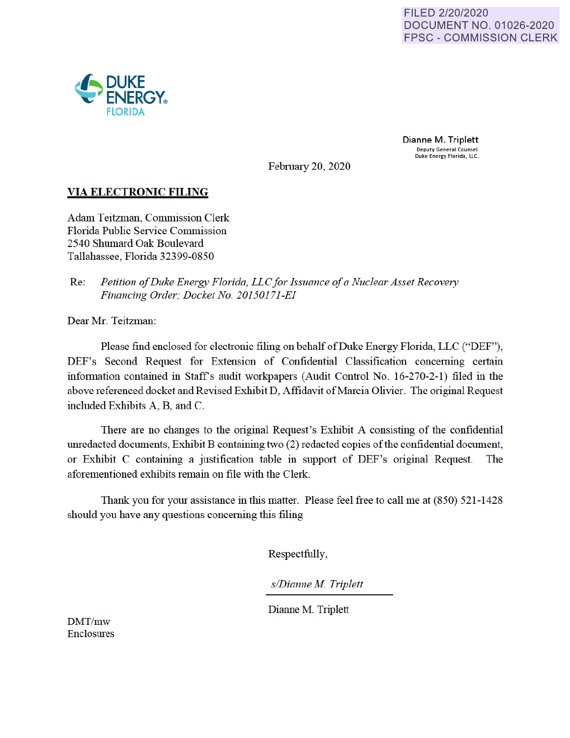FILED 2/20/2020
DOCUMENT NO. 01026-2020
FPSC - COMMISSION CLERK

DUKE ENERGY
FLORIDA

**Dianne M. Triplett**
Deputy General Counsel
Duke Energy Florida, LLC.

February 20, 2020

**VIA ELECTRONIC FILING**

Adam Teitzman, Commission Clerk
Florida Public Service Commission
2540 Shumard Oak Boulevard
Tallahassee, Florida 32399-0850

Re: *Petition of Duke Energy Florida, LLC for Issuance of a Nuclear Asset Recovery Financing Order; Docket No. 20150171-EI*

Dear Mr. Teitzman:

Please find enclosed for electronic filing on behalf of Duke Energy Florida, LLC ("DEF"), DEF's Second Request for Extension of Confidential Classification concerning certain information contained in Staff's audit workpapers (Audit Control No. 16-270-2-1) filed in the above referenced docket and Revised Exhibit D, Affidavit of Marcia Olivier. The original Request included Exhibits A, B, and C.

There are no changes to the original Request's Exhibit A consisting of the confidential unredacted documents, Exhibit B containing two (2) redacted copies of the confidential document, or Exhibit C containing a justification table in support of DEF's original Request. The aforementioned exhibits remain on file with the Clerk.

Thank you for your assistance in this matter. Please feel free to call me at (850) 521-1428 should you have any questions concerning this filing

Respectfully,

*s/Dianne M. Triplett*

Dianne M. Triplett

DMT/mw
Enclosures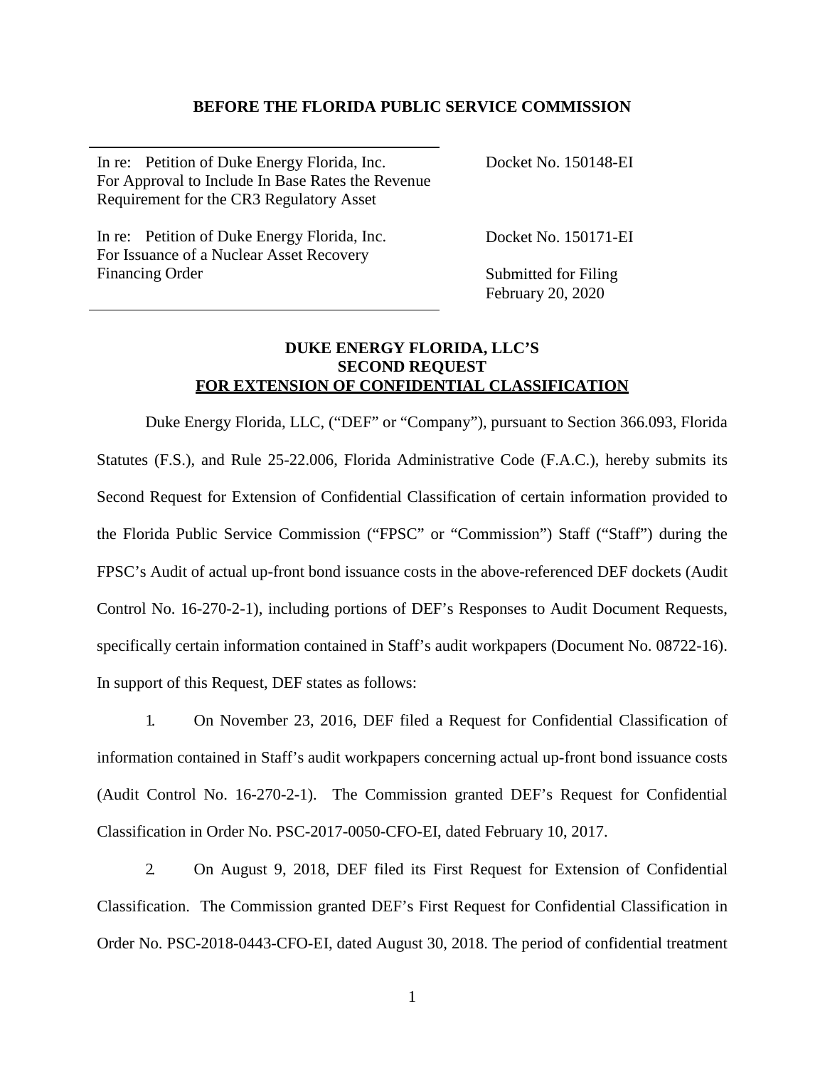**BEFORE THE FLORIDA PUBLIC SERVICE COMMISSION**

| | |
|---|---|
| In re: Petition of Duke Energy Florida, Inc. For Approval to Include In Base Rates the Revenue Requirement for the CR3 Regulatory Asset | Docket No. 150148-EI |
| In re: Petition of Duke Energy Florida, Inc. For Issuance of a Nuclear Asset Recovery Financing Order | Docket No. 150171-EI<br><br>Submitted for Filing<br>February 20, 2020 |

**DUKE ENERGY FLORIDA, LLC'S**
**SECOND REQUEST**
**FOR EXTENSION OF CONFIDENTIAL CLASSIFICATION**

Duke Energy Florida, LLC, ("DEF" or "Company"), pursuant to Section 366.093, Florida Statutes (F.S.), and Rule 25-22.006, Florida Administrative Code (F.A.C.), hereby submits its Second Request for Extension of Confidential Classification of certain information provided to the Florida Public Service Commission ("FPSC" or "Commission") Staff ("Staff") during the FPSC's Audit of actual up-front bond issuance costs in the above-referenced DEF dockets (Audit Control No. 16-270-2-1), including portions of DEF's Responses to Audit Document Requests, specifically certain information contained in Staff's audit workpapers (Document No. 08722-16). In support of this Request, DEF states as follows:

1. On November 23, 2016, DEF filed a Request for Confidential Classification of information contained in Staff's audit workpapers concerning actual up-front bond issuance costs (Audit Control No. 16-270-2-1). The Commission granted DEF's Request for Confidential Classification in Order No. PSC-2017-0050-CFO-EI, dated February 10, 2017.

2. On August 9, 2018, DEF filed its First Request for Extension of Confidential Classification. The Commission granted DEF's First Request for Confidential Classification in Order No. PSC-2018-0443-CFO-EI, dated August 30, 2018. The period of confidential treatment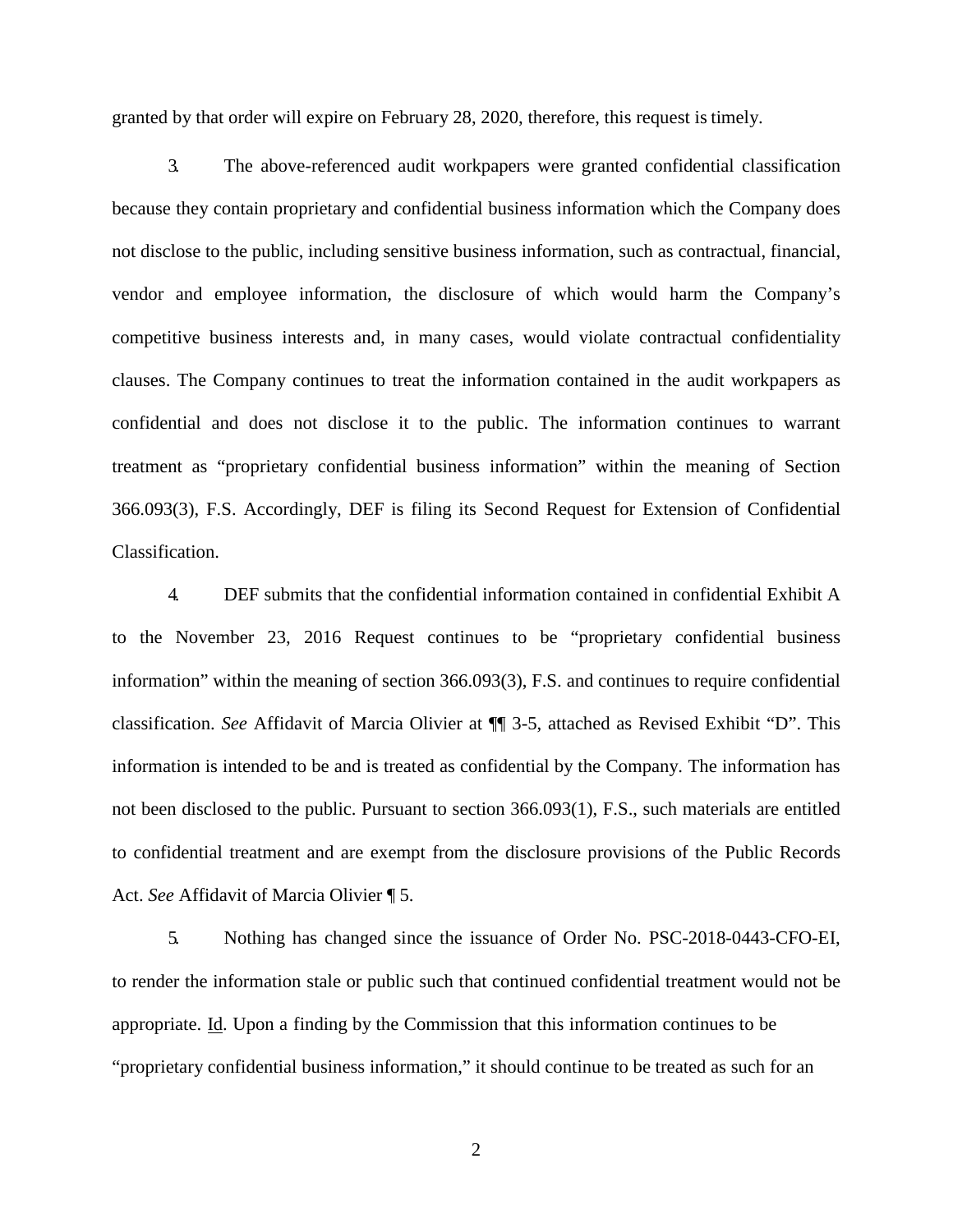granted by that order will expire on February 28, 2020, therefore, this request is timely.

3. The above-referenced audit workpapers were granted confidential classification because they contain proprietary and confidential business information which the Company does not disclose to the public, including sensitive business information, such as contractual, financial, vendor and employee information, the disclosure of which would harm the Company's competitive business interests and, in many cases, would violate contractual confidentiality clauses. The Company continues to treat the information contained in the audit workpapers as confidential and does not disclose it to the public. The information continues to warrant treatment as "proprietary confidential business information" within the meaning of Section 366.093(3), F.S. Accordingly, DEF is filing its Second Request for Extension of Confidential Classification.

4. DEF submits that the confidential information contained in confidential Exhibit A to the November 23, 2016 Request continues to be "proprietary confidential business information" within the meaning of section 366.093(3), F.S. and continues to require confidential classification. *See* Affidavit of Marcia Olivier at ¶¶ 3-5, attached as Revised Exhibit "D". This information is intended to be and is treated as confidential by the Company. The information has not been disclosed to the public. Pursuant to section 366.093(1), F.S., such materials are entitled to confidential treatment and are exempt from the disclosure provisions of the Public Records Act. *See* Affidavit of Marcia Olivier ¶ 5.

5. Nothing has changed since the issuance of Order No. PSC-2018-0443-CFO-EI, to render the information stale or public such that continued confidential treatment would not be appropriate. Id. Upon a finding by the Commission that this information continues to be "proprietary confidential business information," it should continue to be treated as such for an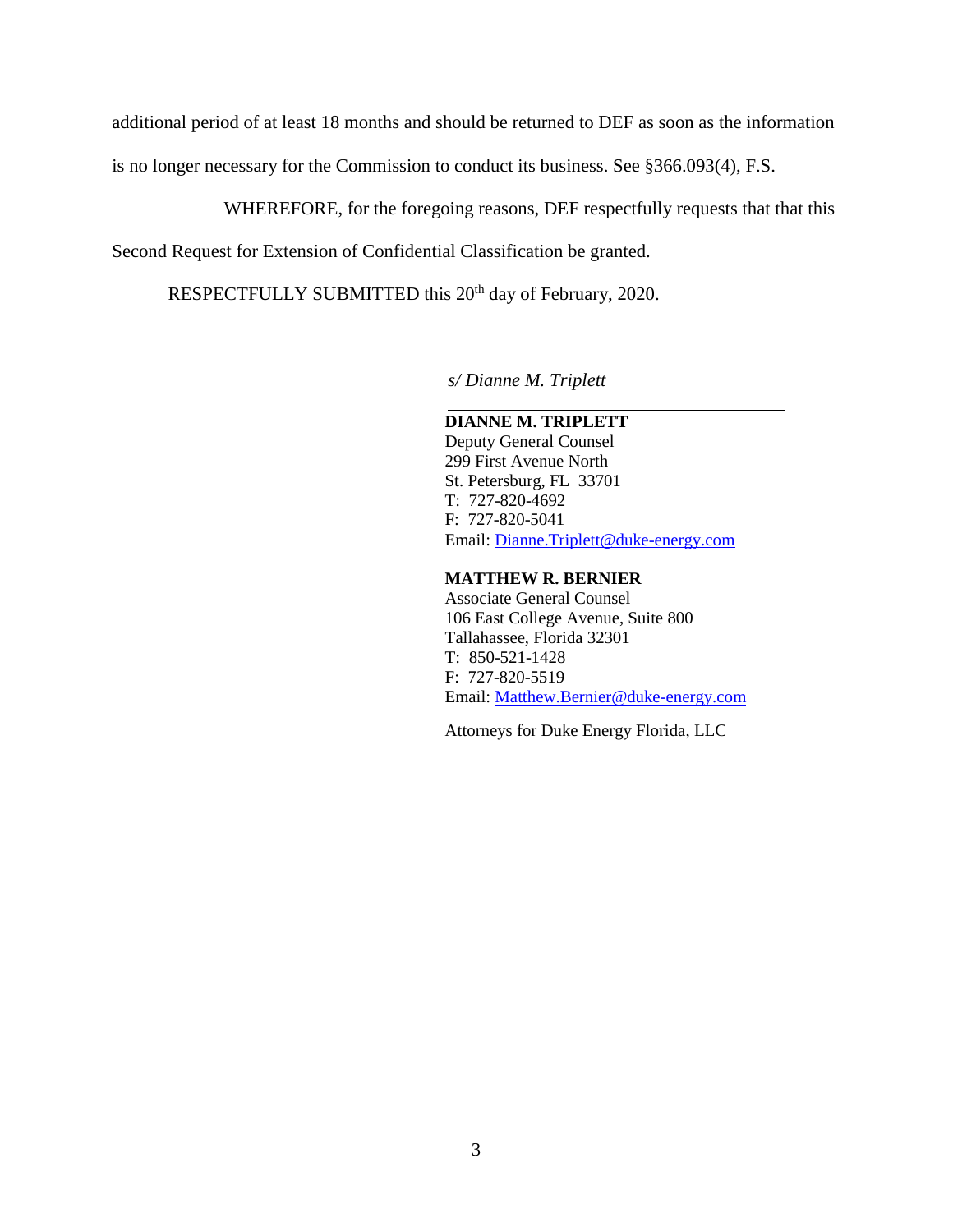additional period of at least 18 months and should be returned to DEF as soon as the information is no longer necessary for the Commission to conduct its business. See §366.093(4), F.S.

WHEREFORE, for the foregoing reasons, DEF respectfully requests that that this Second Request for Extension of Confidential Classification be granted.

RESPECTFULLY SUBMITTED this 20th day of February, 2020.

*s/ Dianne M. Triplett*

**DIANNE M. TRIPLETT**
Deputy General Counsel
299 First Avenue North
St. Petersburg, FL 33701
T: 727-820-4692
F: 727-820-5041
Email: Dianne.Triplett@duke-energy.com

**MATTHEW R. BERNIER**
Associate General Counsel
106 East College Avenue, Suite 800
Tallahassee, Florida 32301
T: 850-521-1428
F: 727-820-5519
Email: Matthew.Bernier@duke-energy.com

Attorneys for Duke Energy Florida, LLC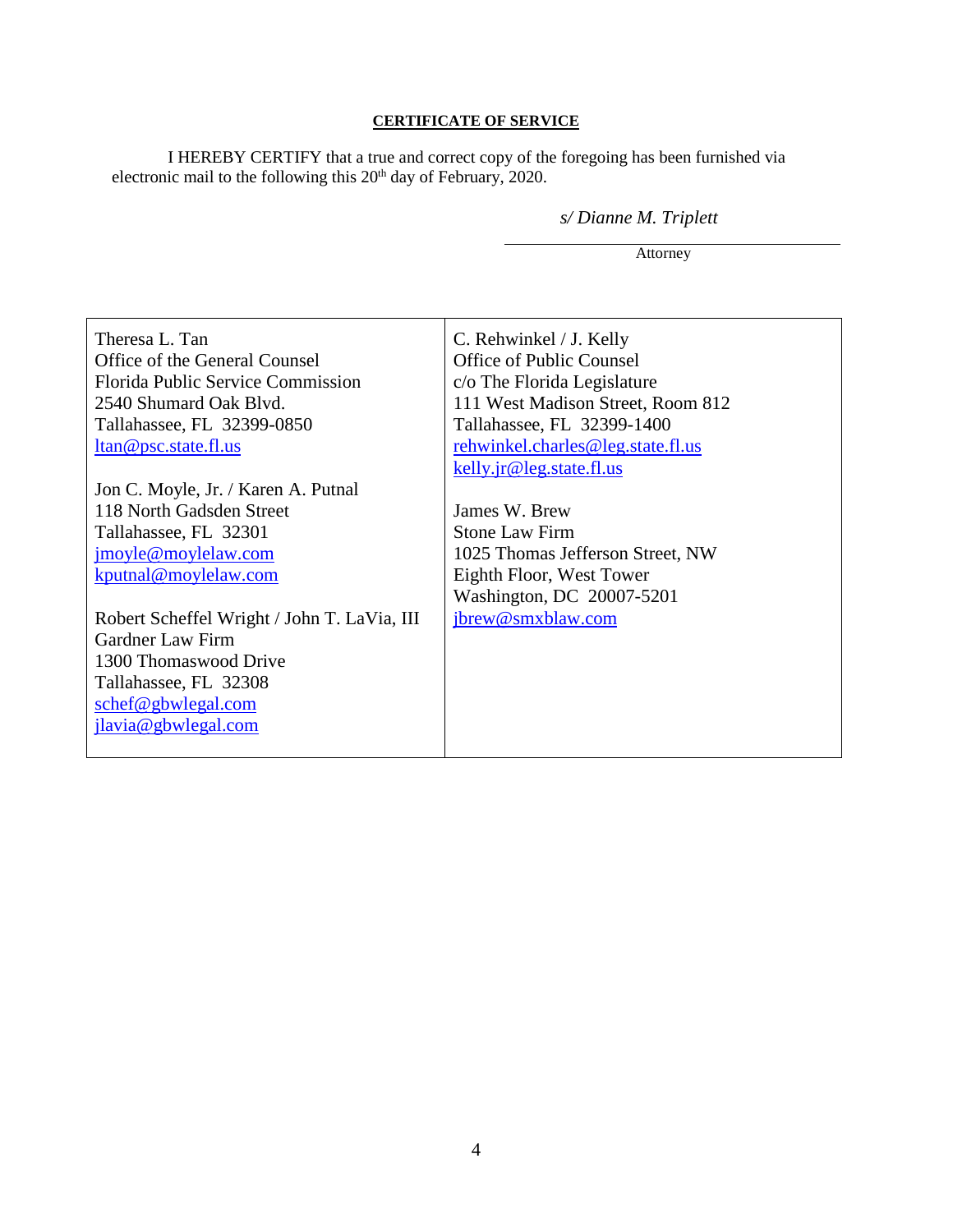**CERTIFICATE OF SERVICE**

I HEREBY CERTIFY that a true and correct copy of the foregoing has been furnished via electronic mail to the following this 20th day of February, 2020.

*s/ Dianne M. Triplett*

Attorney

| | |
|---|---|
| Theresa L. Tan<br>Office of the General Counsel<br>Florida Public Service Commission<br>2540 Shumard Oak Blvd.<br>Tallahassee, FL 32399-0850<br>ltan@psc.state.fl.us<br><br>Jon C. Moyle, Jr. / Karen A. Putnal<br>118 North Gadsden Street<br>Tallahassee, FL 32301<br>jmoyle@moylelaw.com<br>kputnal@moylelaw.com<br><br>Robert Scheffel Wright / John T. LaVia, III<br>Gardner Law Firm<br>1300 Thomaswood Drive<br>Tallahassee, FL 32308<br>schef@gbwlegal.com<br>jlavia@gbwlegal.com | C. Rehwinkel / J. Kelly<br>Office of Public Counsel<br>c/o The Florida Legislature<br>111 West Madison Street, Room 812<br>Tallahassee, FL 32399-1400<br>rehwinkel.charles@leg.state.fl.us<br>kelly.jr@leg.state.fl.us<br><br>James W. Brew<br>Stone Law Firm<br>1025 Thomas Jefferson Street, NW<br>Eighth Floor, West Tower<br>Washington, DC 20007-5201<br>jbrew@smxblaw.com |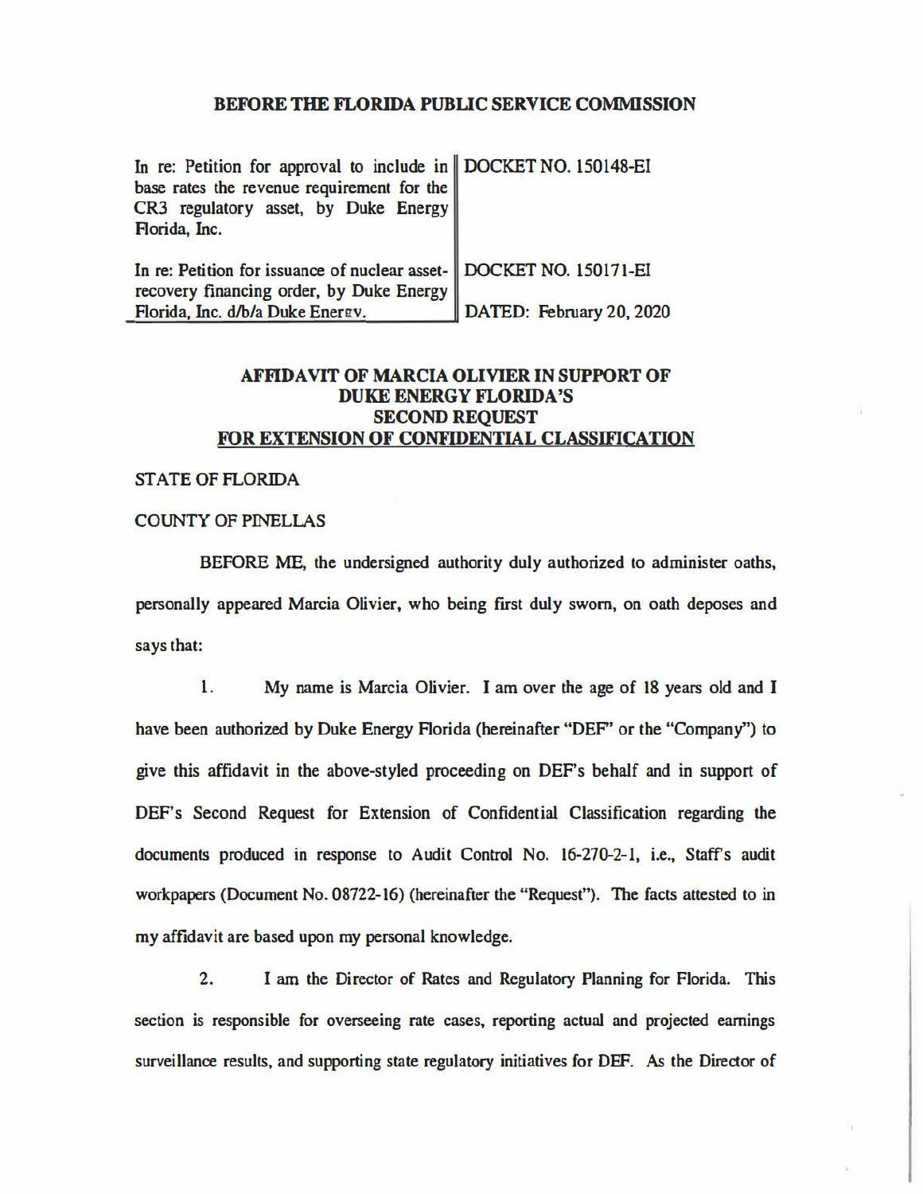## BEFORE THE FLORIDA PUBLIC SERVICE COMMISSION

| | |
|---|---|
| In re: Petition for approval to include in base rates the revenue requirement for the CR3 regulatory asset, by Duke Energy Florida, Inc. | DOCKET NO. 150148-EI |
| In re: Petition for issuance of nuclear asset-recovery financing order, by Duke Energy Florida, Inc. d/b/a Duke Energy. | DOCKET NO. 150171-EI<br>DATED: February 20, 2020 |

## AFFIDAVIT OF MARCIA OLIVIER IN SUPPORT OF DUKE ENERGY FLORIDA'S SECOND REQUEST FOR EXTENSION OF CONFIDENTIAL CLASSIFICATION

STATE OF FLORIDA

COUNTY OF PINELLAS

BEFORE ME, the undersigned authority duly authorized to administer oaths, personally appeared Marcia Olivier, who being first duly sworn, on oath deposes and says that:

1. My name is Marcia Olivier. I am over the age of 18 years old and I have been authorized by Duke Energy Florida (hereinafter "DEF" or the "Company") to give this affidavit in the above-styled proceeding on DEF's behalf and in support of DEF's Second Request for Extension of Confidential Classification regarding the documents produced in response to Audit Control No. 16-270-2-1, i.e., Staff's audit workpapers (Document No. 08722-16) (hereinafter the "Request"). The facts attested to in my affidavit are based upon my personal knowledge.

2. I am the Director of Rates and Regulatory Planning for Florida. This section is responsible for overseeing rate cases, reporting actual and projected earnings surveillance results, and supporting state regulatory initiatives for DEF. As the Director of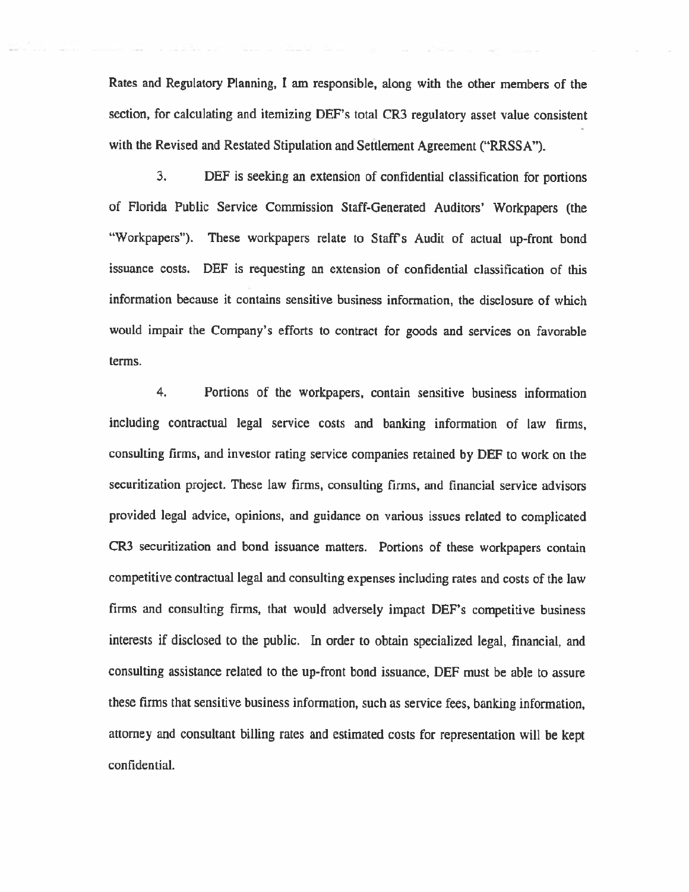Rates and Regulatory Planning, I am responsible, along with the other members of the section, for calculating and itemizing DEF's total CR3 regulatory asset value consistent with the Revised and Restated Stipulation and Settlement Agreement ("RRSSA").

3. DEF is seeking an extension of confidential classification for portions of Florida Public Service Commission Staff-Generated Auditors' Workpapers (the "Workpapers"). These workpapers relate to Staff's Audit of actual up-front bond issuance costs. DEF is requesting an extension of confidential classification of this information because it contains sensitive business information, the disclosure of which would impair the Company's efforts to contract for goods and services on favorable terms.

4. Portions of the workpapers, contain sensitive business information including contractual legal service costs and banking information of law firms, consulting firms, and investor rating service companies retained by DEF to work on the securitization project. These law firms, consulting firms, and financial service advisors provided legal advice, opinions, and guidance on various issues related to complicated CR3 securitization and bond issuance matters. Portions of these workpapers contain competitive contractual legal and consulting expenses including rates and costs of the law firms and consulting firms, that would adversely impact DEF's competitive business interests if disclosed to the public. In order to obtain specialized legal, financial, and consulting assistance related to the up-front bond issuance, DEF must be able to assure these firms that sensitive business information, such as service fees, banking information, attorney and consultant billing rates and estimated costs for representation will be kept confidential.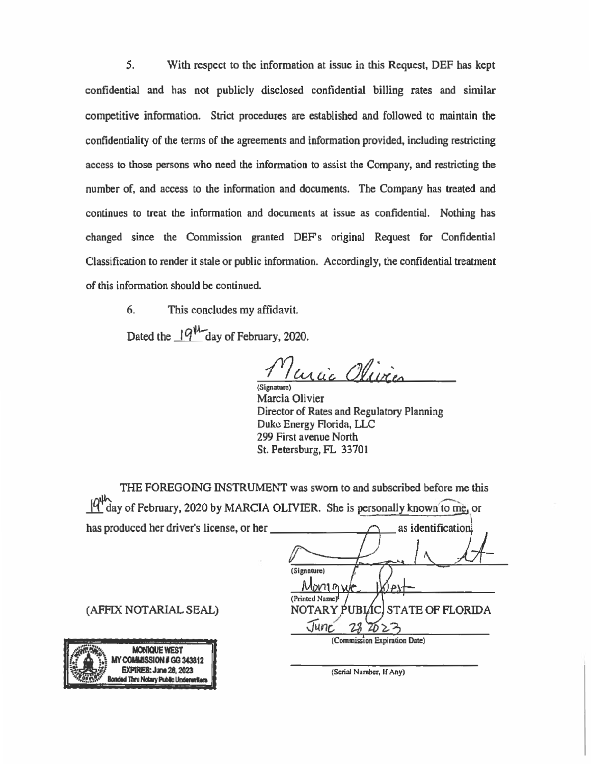5. With respect to the information at issue in this Request, DEF has kept confidential and has not publicly disclosed confidential billing rates and similar competitive information. Strict procedures are established and followed to maintain the confidentiality of the terms of the agreements and information provided, including restricting access to those persons who need the information to assist the Company, and restricting the number of, and access to the information and documents. The Company has treated and continues to treat the information and documents at issue as confidential. Nothing has changed since the Commission granted DEF's original Request for Confidential Classification to render it stale or public information. Accordingly, the confidential treatment of this information should be continued.

6. This concludes my affidavit.

Dated the 19th day of February, 2020.

Marcia Olivier
(Signature)
Marcia Olivier
Director of Rates and Regulatory Planning
Duke Energy Florida, LLC
299 First avenue North
St. Petersburg, FL 33701

THE FOREGOING INSTRUMENT was sworn to and subscribed before me this 19th day of February, 2020 by MARCIA OLIVIER. She is personally known to me, or has produced her driver's license, or her \_\_\_\_\_\_\_\_\_\_ as identification.

(Signature)

Monique West
(Printed Name)

(AFFIX NOTARIAL SEAL)

NOTARY PUBLIC, STATE OF FLORIDA

June 28 2023
(Commission Expiration Date)

\_\_\_\_\_\_\_\_\_\_
(Serial Number, If Any)

MONIQUE WEST
MY COMMISSION # GG 343812
EXPIRES: June 28, 2023
Bonded Thru Notary Public Underwriters